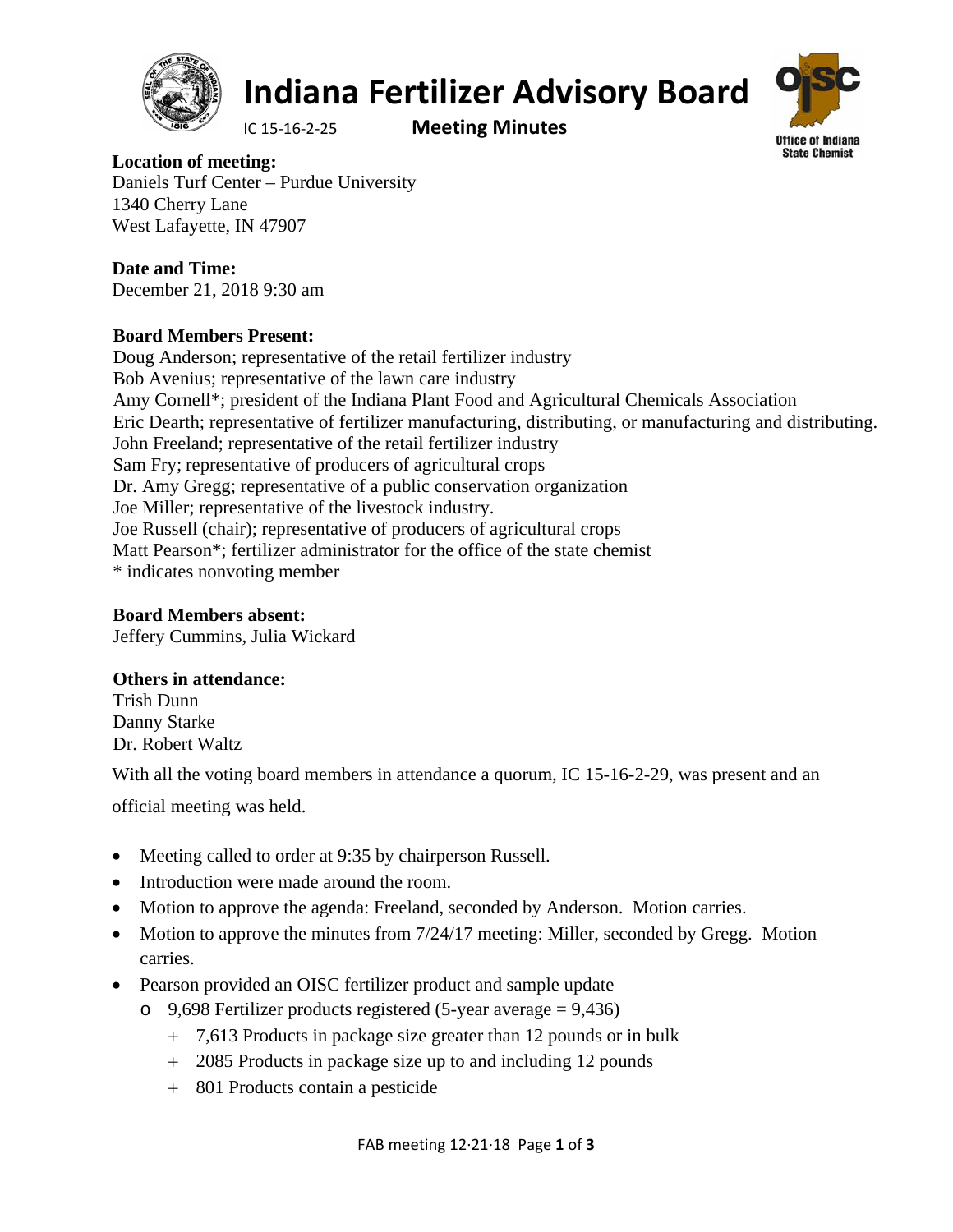# Indana Fertilizer Advisory Board

IC 15-16-2-25 **Meeting Minutes**

**Location of meeting:**
Daniels Turf Center – Purdue University
1340 Cherry Lane
West Lafayette, IN 47907

**Date and Time:**
December 21, 2018 9:30 am

**Board Members Present:**
Doug Anderson; representative of the retail fertilizer industry
Bob Avenius; representative of the lawn care industry
Amy Cornell*; president of the Indiana Plant Food and Agricultural Chemicals Association
Eric Dearth; representative of fertilizer manufacturing, distributing, or manufacturing and distributing.
John Freeland; representative of the retail fertilizer industry
Sam Fry; representative of producers of agricultural crops
Dr. Amy Gregg; representative of a public conservation organization
Joe Miller; representative of the livestock industry.
Joe Russell (chair); representative of producers of agricultural crops
Matt Pearson*; fertilizer administrator for the office of the state chemist
* indicates nonvoting member

**Board Members absent:**
Jeffery Cummins, Julia Wickard

**Others in attendance:**
Trish Dunn
Danny Starke
Dr. Robert Waltz

With all the voting board members in attendance a quorum, IC 15-16-2-29, was present and an official meeting was held.

- Meeting called to order at 9:35 by chairperson Russell.
- Introduction were made around the room.
- Motion to approve the agenda: Freeland, seconded by Anderson. Motion carries.
- Motion to approve the minutes from 7/24/17 meeting: Miller, seconded by Gregg. Motion carries.
- Pearson provided an OISC fertilizer product and sample update
  - 9,698 Fertilizer products registered (5-year average = 9,436)
    - 7,613 Products in package size greater than 12 pounds or in bulk
    - 2085 Products in package size up to and including 12 pounds
    - 801 Products contain a pesticide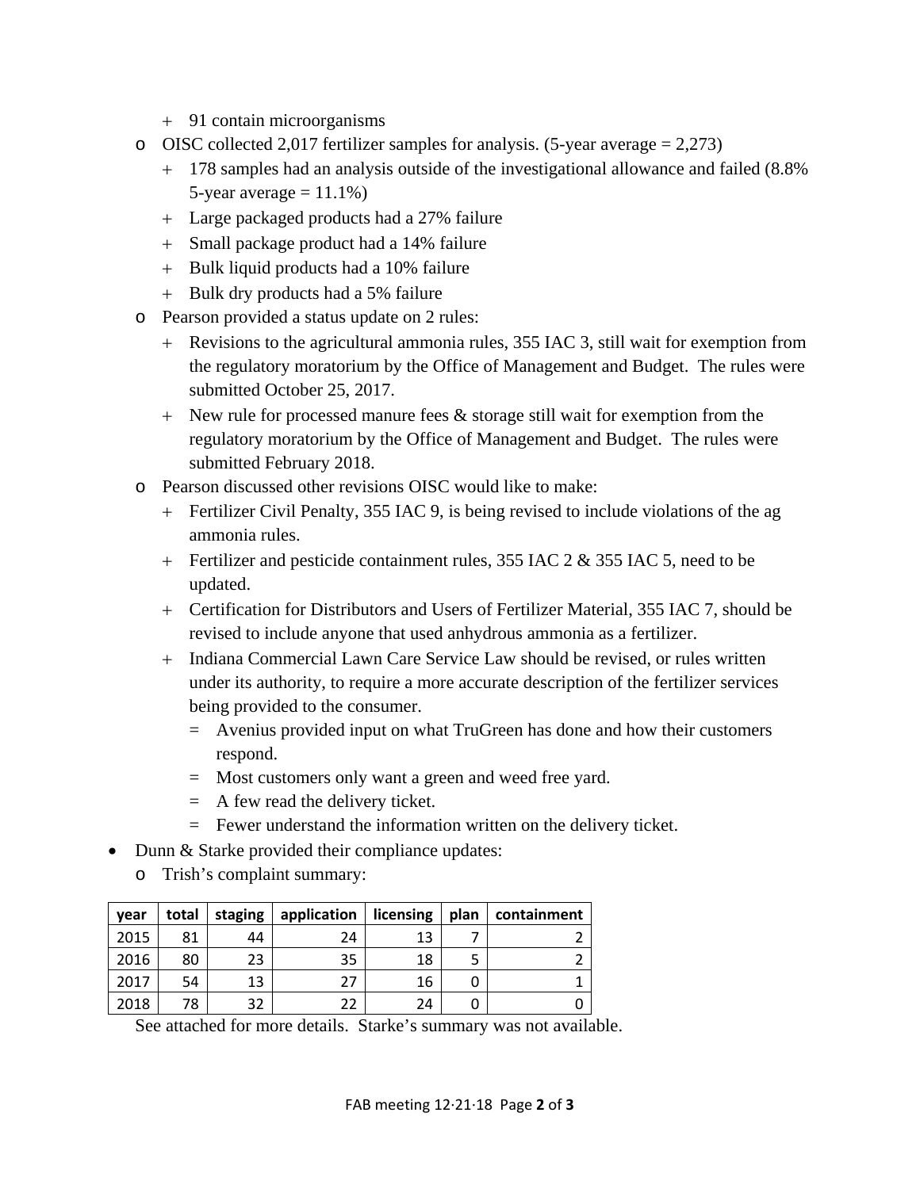- 91 contain microorganisms
  - OISC collected 2,017 fertilizer samples for analysis. (5-year average = 2,273)
      - 178 samples had an analysis outside of the investigational allowance and failed (8.8% 5-year average = 11.1%)
      - Large packaged products had a 27% failure
      - Small package product had a 14% failure
      - Bulk liquid products had a 10% failure
      - Bulk dry products had a 5% failure
  - Pearson provided a status update on 2 rules:
      - Revisions to the agricultural ammonia rules, 355 IAC 3, still wait for exemption from the regulatory moratorium by the Office of Management and Budget. The rules were submitted October 25, 2017.
      - New rule for processed manure fees & storage still wait for exemption from the regulatory moratorium by the Office of Management and Budget. The rules were submitted February 2018.
  - Pearson discussed other revisions OISC would like to make:
      - Fertilizer Civil Penalty, 355 IAC 9, is being revised to include violations of the ag ammonia rules.
      - Fertilizer and pesticide containment rules, 355 IAC 2 & 355 IAC 5, need to be updated.
      - Certification for Distributors and Users of Fertilizer Material, 355 IAC 7, should be revised to include anyone that used anhydrous ammonia as a fertilizer.
      - Indiana Commercial Lawn Care Service Law should be revised, or rules written under its authority, to require a more accurate description of the fertilizer services being provided to the consumer.
          - Avenius provided input on what TruGreen has done and how their customers respond.
          - Most customers only want a green and weed free yard.
          - A few read the delivery ticket.
          - Fewer understand the information written on the delivery ticket.
- Dunn & Starke provided their compliance updates:
  - Trish's complaint summary:

| year | total | staging | application | licensing | plan | containment |
|---|---|---|---|---|---|---|
| 2015 | 81 | 44 | 24 | 13 | 7 | 2 |
| 2016 | 80 | 23 | 35 | 18 | 5 | 2 |
| 2017 | 54 | 13 | 27 | 16 | 0 | 1 |
| 2018 | 78 | 32 | 22 | 24 | 0 | 0 |

See attached for more details. Starke's summary was not available.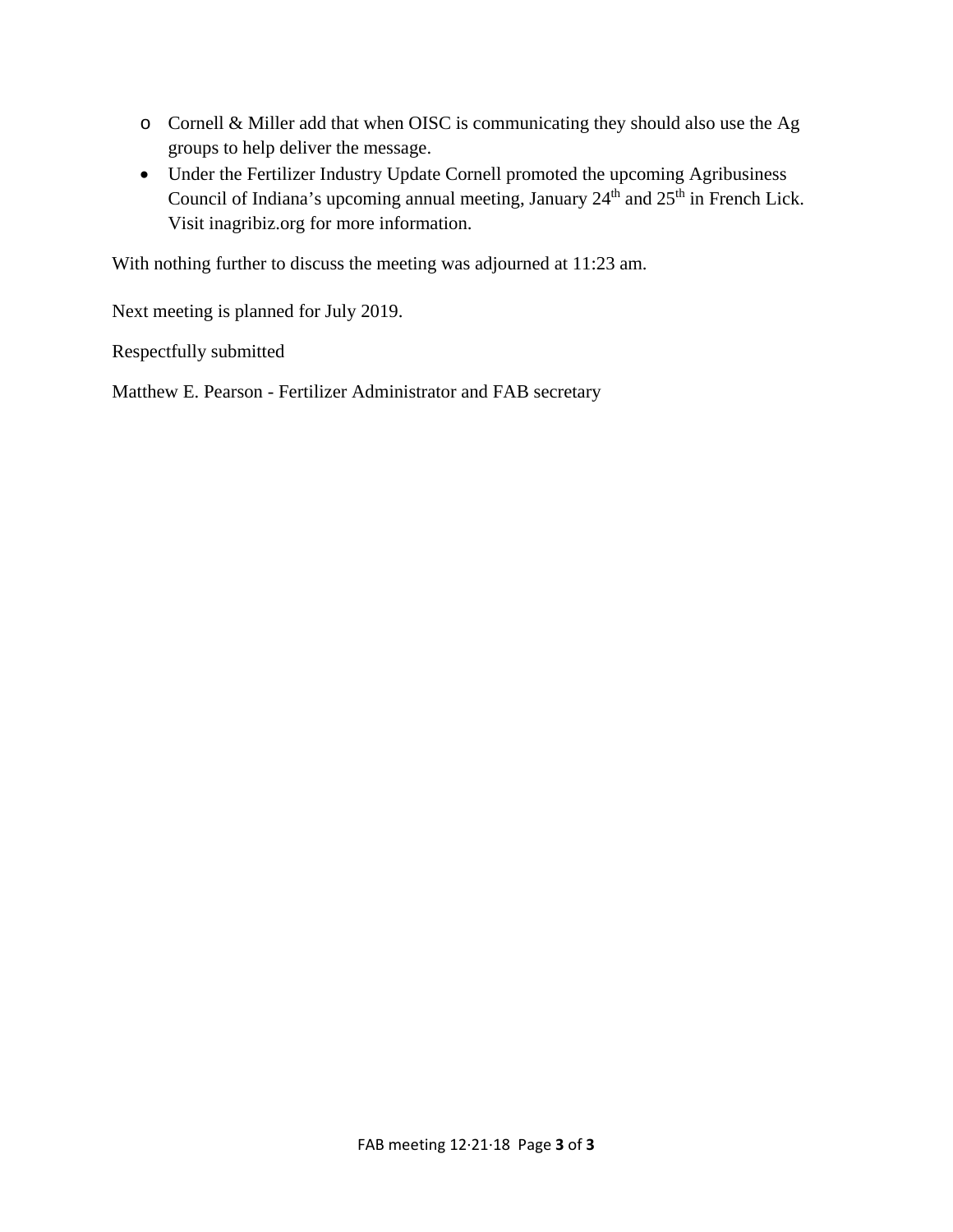- Cornell & Miller add that when OISC is communicating they should also use the Ag groups to help deliver the message.
- Under the Fertilizer Industry Update Cornell promoted the upcoming Agribusiness Council of Indiana's upcoming annual meeting, January 24th and 25th in French Lick. Visit inagribiz.org for more information.

With nothing further to discuss the meeting was adjourned at 11:23 am.

Next meeting is planned for July 2019.

Respectfully submitted

Matthew E. Pearson - Fertilizer Administrator and FAB secretary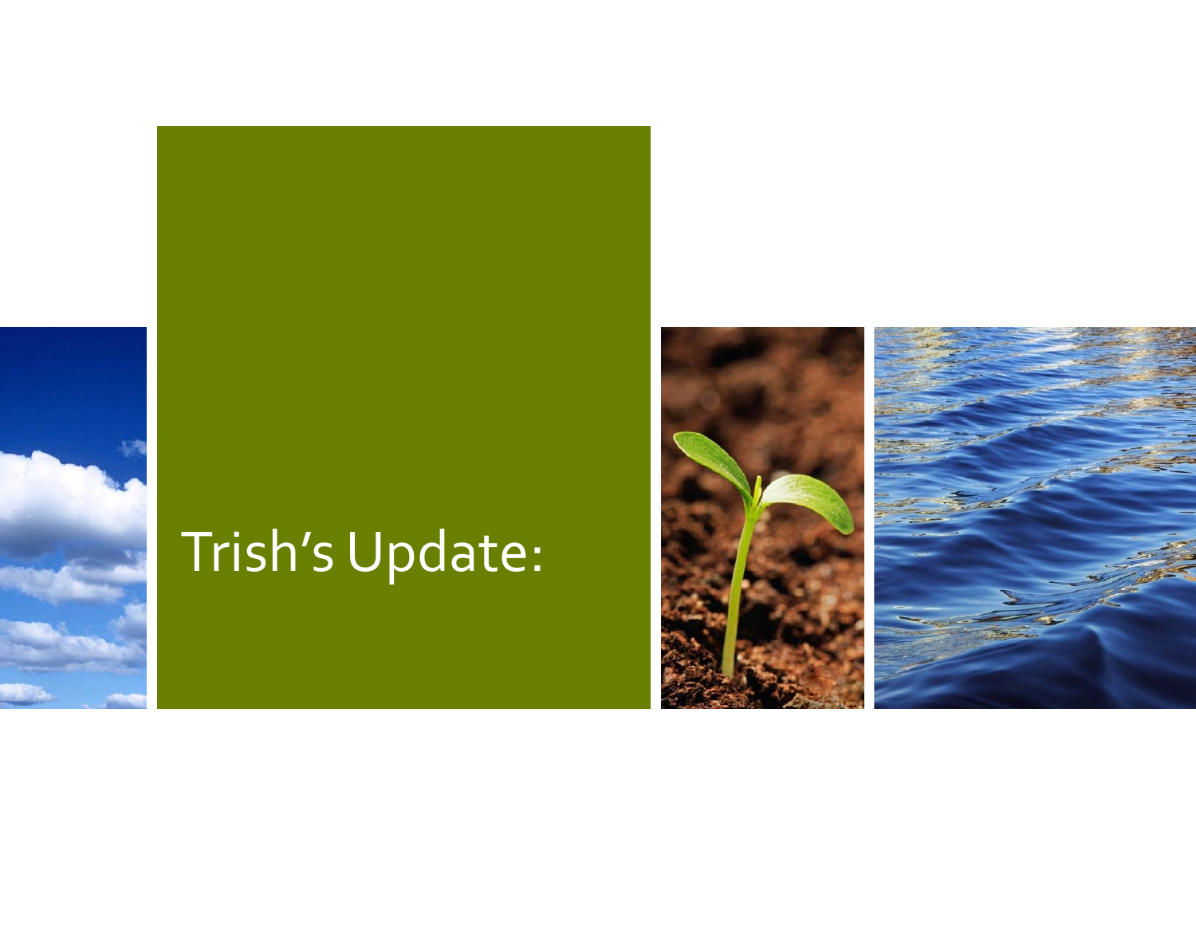# Trish's Update: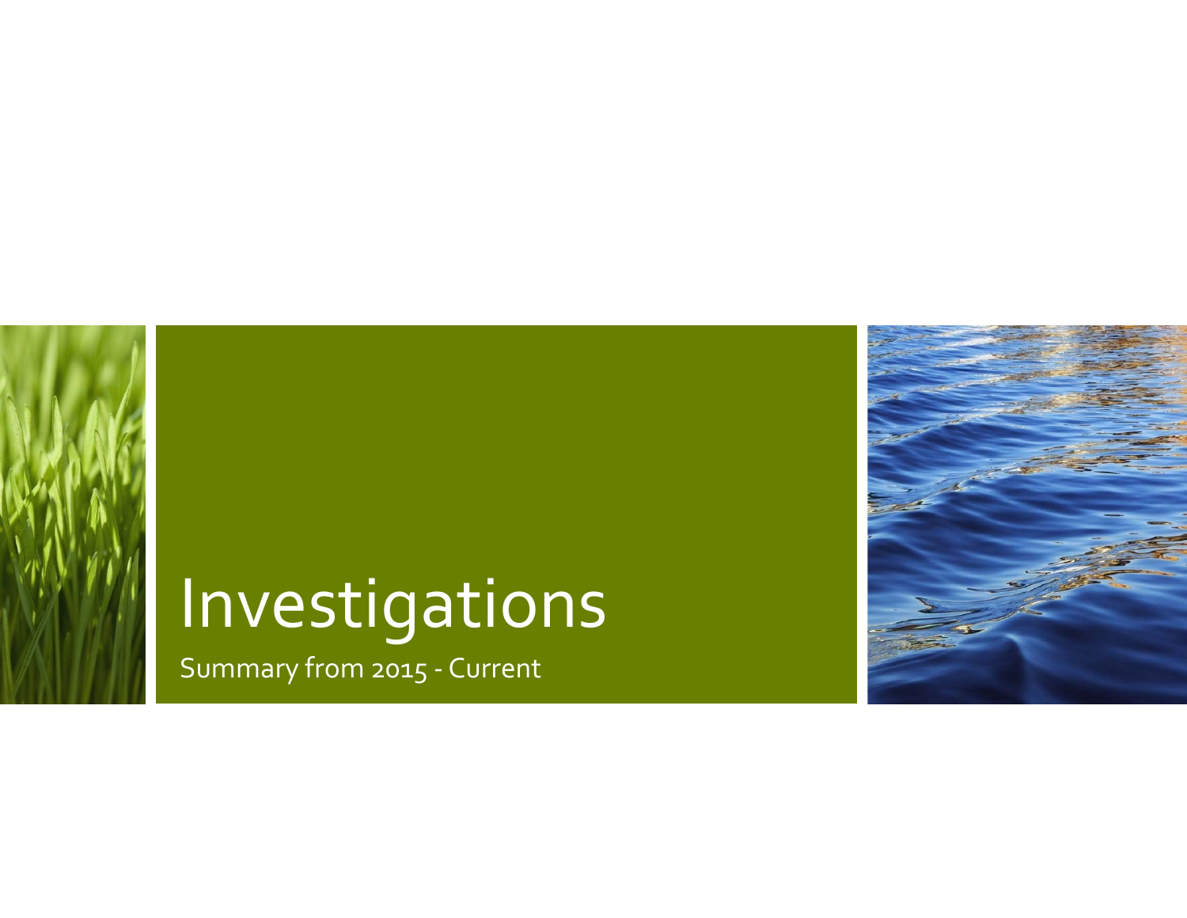# Investigations

Summary from 2015 - Current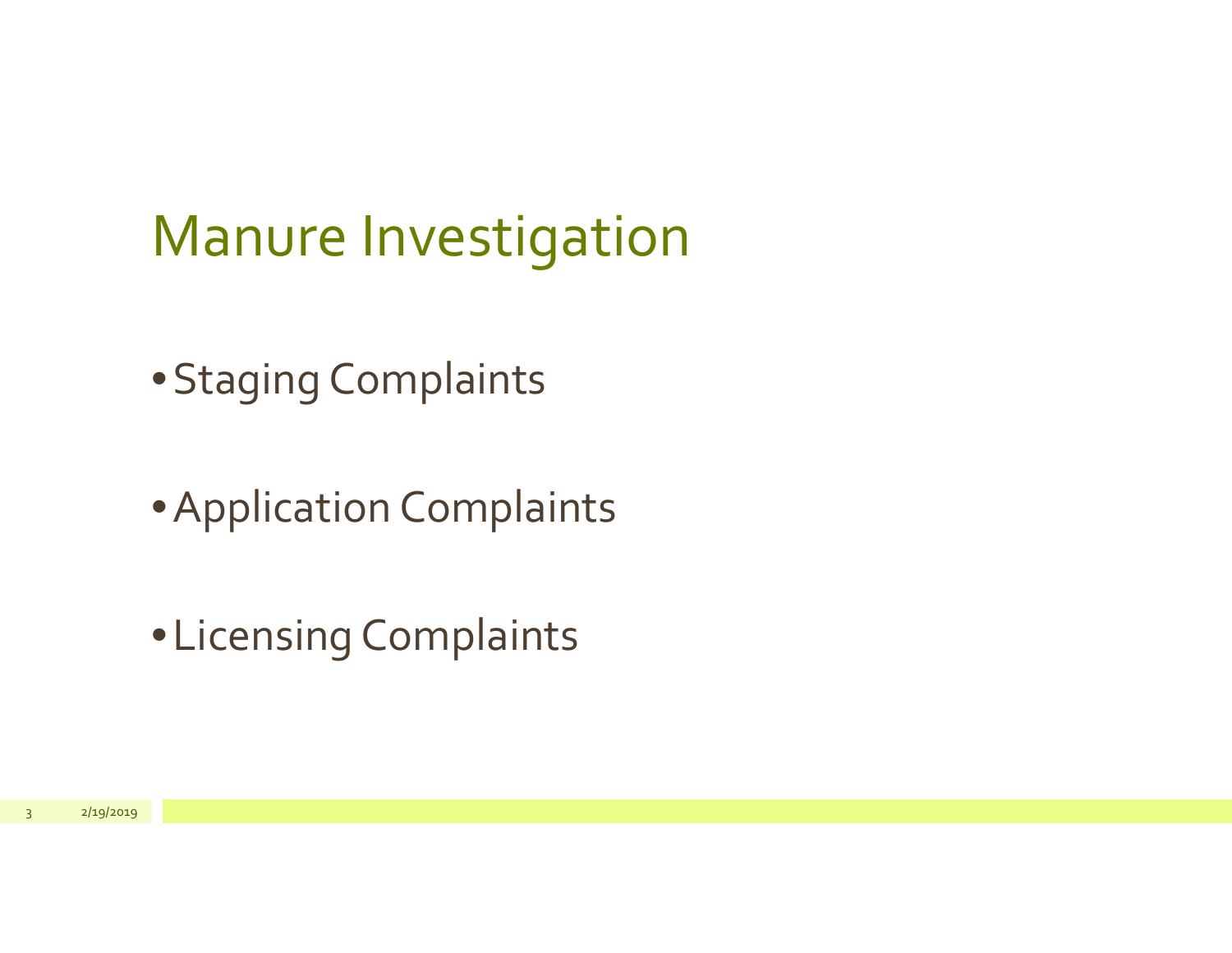# Manure Investigation

- Staging Complaints
- Application Complaints
- Licensing Complaints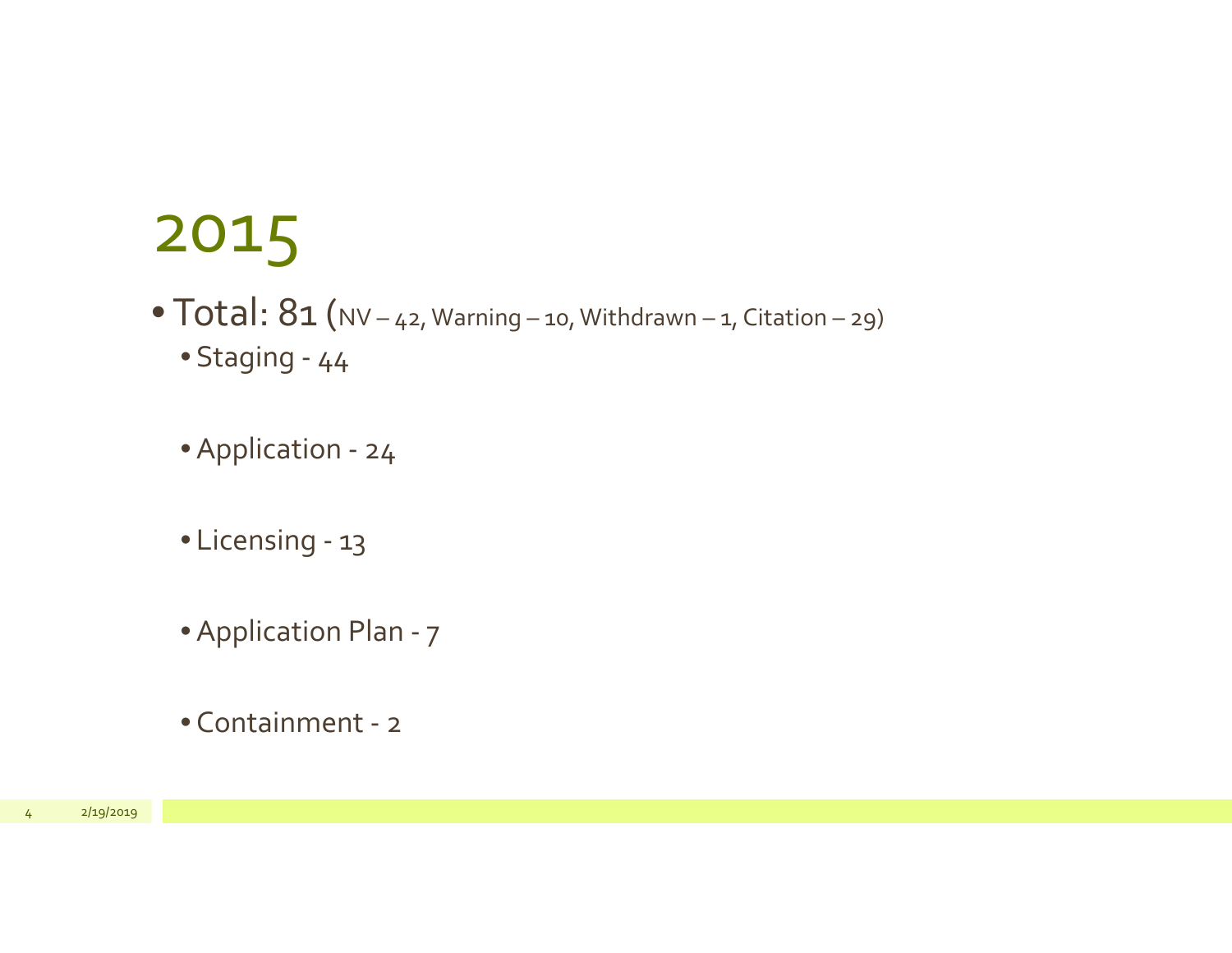# 2015

- Total: 81 (NV – 42, Warning – 10, Withdrawn – 1, Citation – 29)
  - Staging - 44
  - Application - 24
  - Licensing - 13
  - Application Plan - 7
  - Containment - 2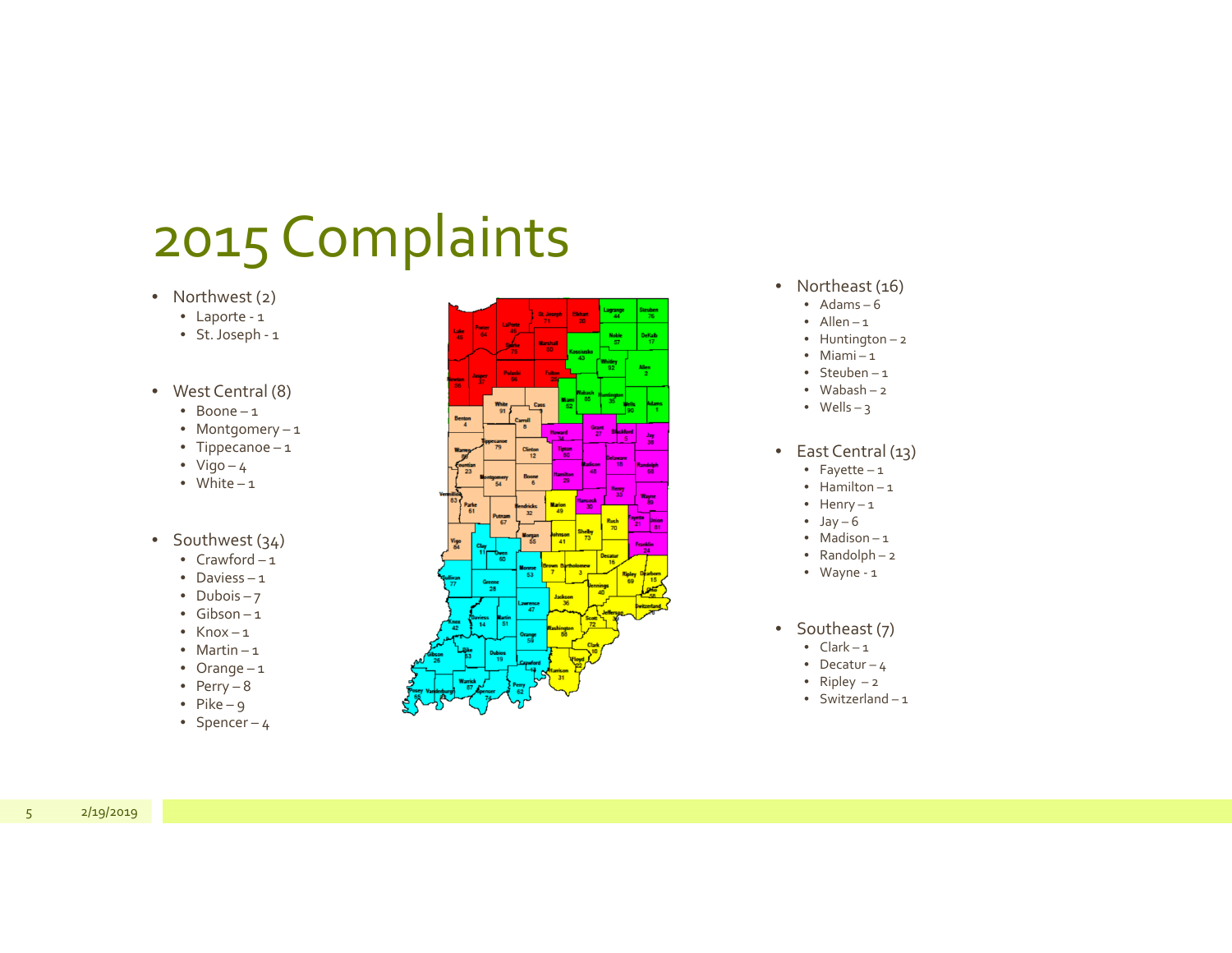# 2015 Complaints

- Northwest (2)
  - Laporte - 1
  - St. Joseph - 1

- West Central (8)
  - Boone – 1
  - Montgomery – 1
  - Tippecanoe – 1
  - Vigo – 4
  - White – 1

- Southwest (34)
  - Crawford – 1
  - Daviess – 1
  - Dubois – 7
  - Gibson – 1
  - Knox – 1
  - Martin – 1
  - Orange – 1
  - Perry – 8
  - Pike – 9
  - Spencer – 4

- Northeast (16)
  - Adams – 6
  - Allen – 1
  - Huntington – 2
  - Miami – 1
  - Steuben – 1
  - Wabash – 2
  - Wells – 3

- East Central (13)
  - Fayette – 1
  - Hamilton – 1
  - Henry – 1
  - Jay – 6
  - Madison – 1
  - Randolph – 2
  - Wayne - 1

- Southeast (7)
  - Clark – 1
  - Decatur – 4
  - Ripley – 2
  - Switzerland – 1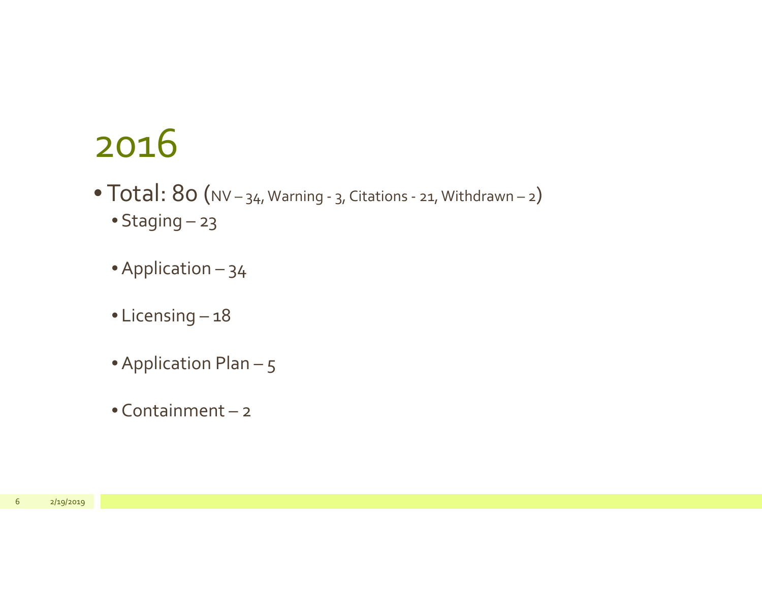# 2016

- Total: 80 (NV – 34, Warning - 3, Citations - 21, Withdrawn – 2)
  - Staging – 23
  - Application – 34
  - Licensing – 18
  - Application Plan – 5
  - Containment – 2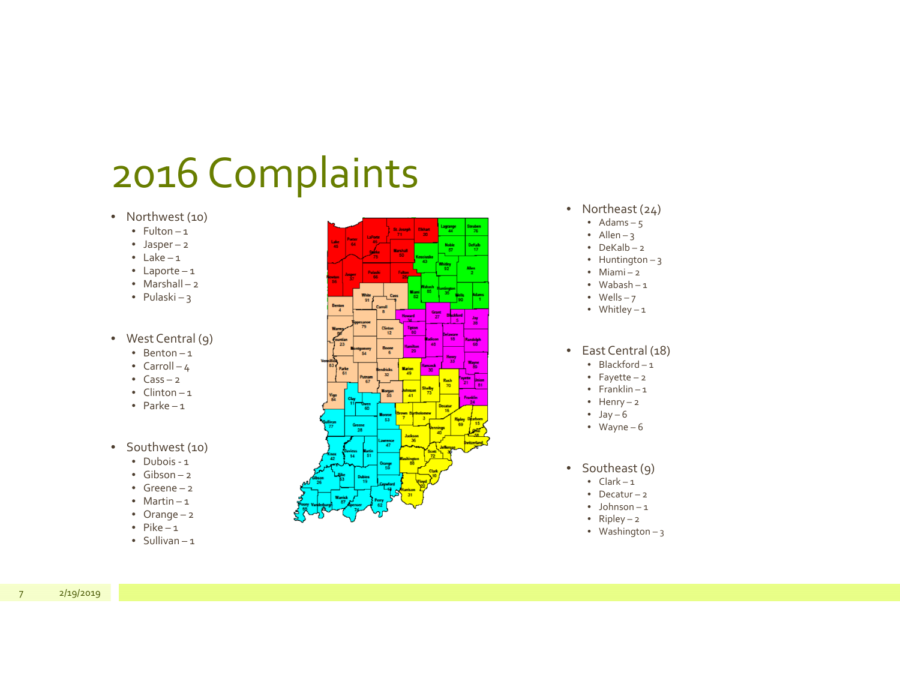# 2016 Complaints

- Northwest (10)
  - Fulton – 1
  - Jasper – 2
  - Lake – 1
  - Laporte – 1
  - Marshall – 2
  - Pulaski – 3
- West Central (9)
  - Benton – 1
  - Carroll – 4
  - Cass – 2
  - Clinton – 1
  - Parke – 1
- Southwest (10)
  - Dubois - 1
  - Gibson – 2
  - Greene – 2
  - Martin – 1
  - Orange – 2
  - Pike – 1
  - Sullivan – 1
- Northeast (24)
  - Adams – 5
  - Allen – 3
  - DeKalb – 2
  - Huntington – 3
  - Miami – 2
  - Wabash – 1
  - Wells – 7
  - Whitley – 1
- East Central (18)
  - Blackford – 1
  - Fayette – 2
  - Franklin – 1
  - Henry – 2
  - Jay – 6
  - Wayne – 6
- Southeast (9)
  - Clark – 1
  - Decatur – 2
  - Johnson – 1
  - Ripley – 2
  - Washington – 3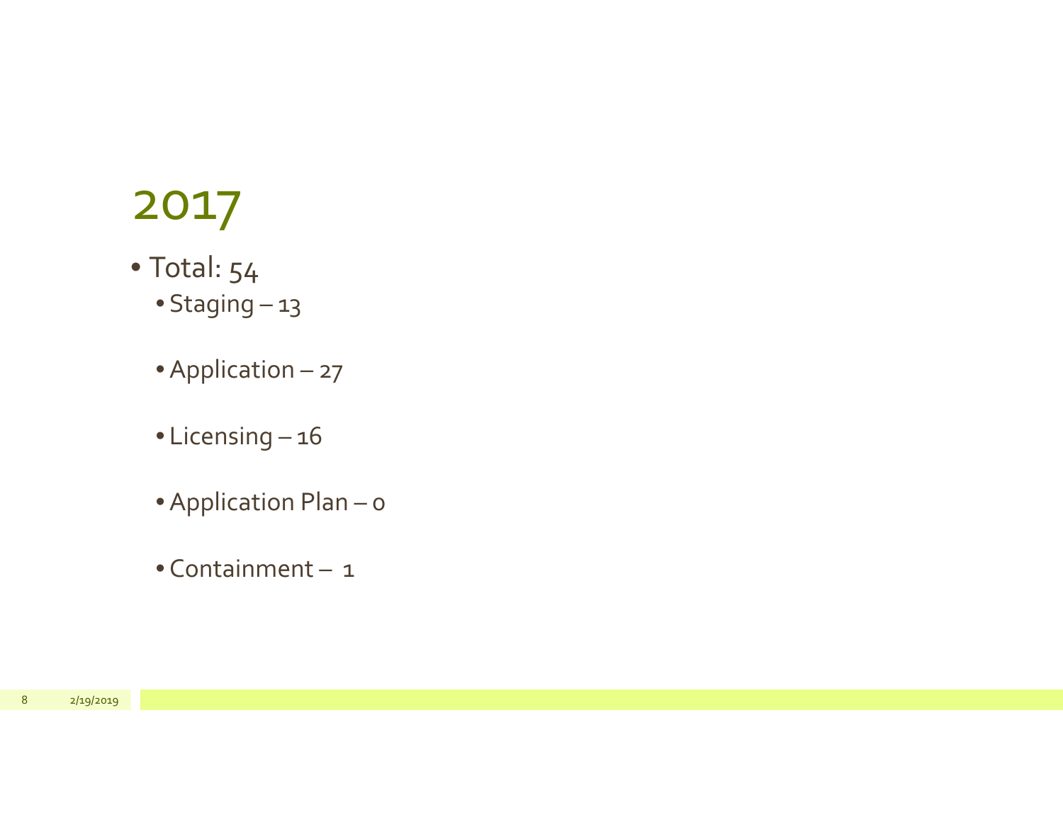# 2017

- Total: 54
  - Staging – 13
  - Application – 27
  - Licensing – 16
  - Application Plan – 0
  - Containment – 1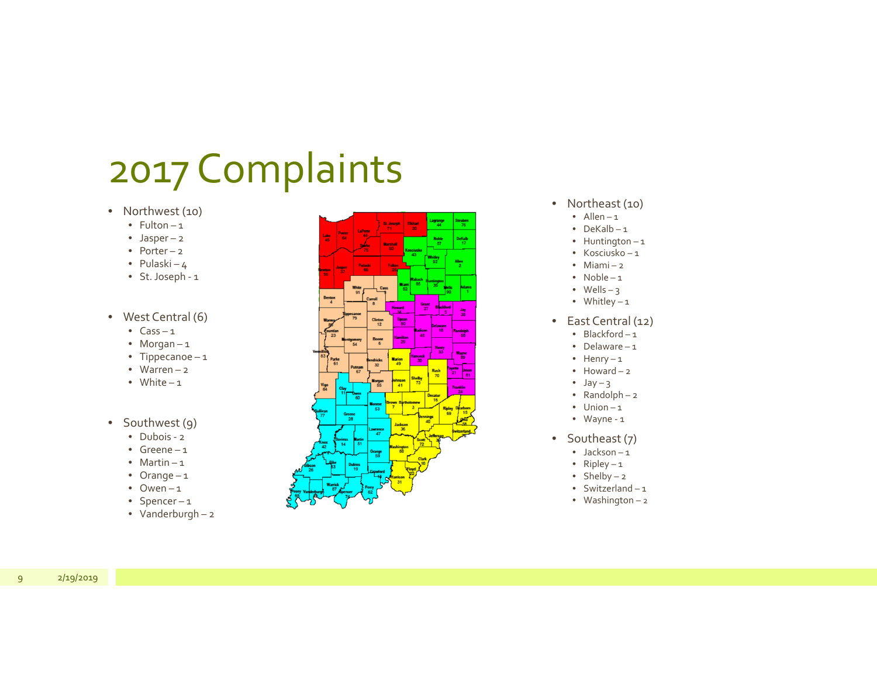# 2017 Complaints

- Northwest (10)
  - Fulton – 1
  - Jasper – 2
  - Porter – 2
  - Pulaski – 4
  - St. Joseph - 1

- West Central (6)
  - Cass – 1
  - Morgan – 1
  - Tippecanoe – 1
  - Warren – 2
  - White – 1

- Southwest (9)
  - Dubois - 2
  - Greene – 1
  - Martin – 1
  - Orange – 1
  - Owen – 1
  - Spencer – 1
  - Vanderburgh – 2

- Northeast (10)
  - Allen – 1
  - DeKalb – 1
  - Huntington – 1
  - Kosciusko – 1
  - Miami – 2
  - Noble – 1
  - Wells – 3
  - Whitley – 1

- East Central (12)
  - Blackford – 1
  - Delaware – 1
  - Henry – 1
  - Howard – 2
  - Jay – 3
  - Randolph – 2
  - Union – 1
  - Wayne - 1

- Southeast (7)
  - Jackson – 1
  - Ripley – 1
  - Shelby – 2
  - Switzerland – 1
  - Washington – 2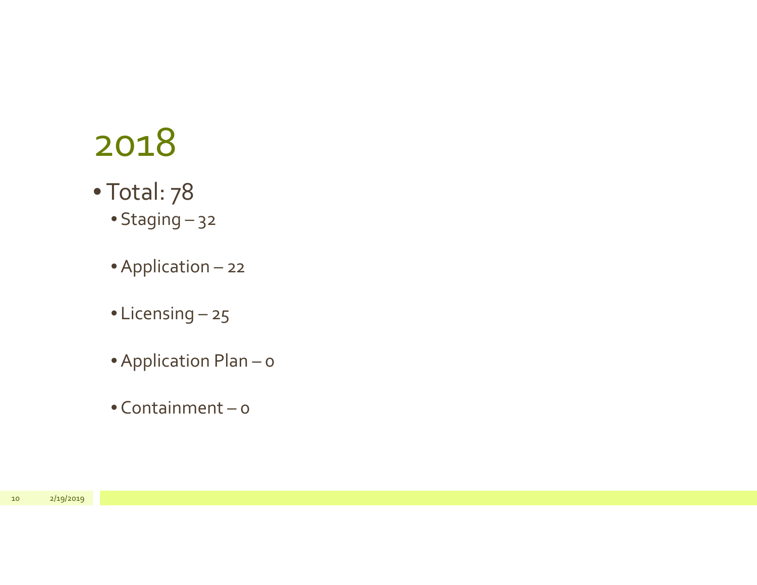# 2018

- Total: 78
  - Staging – 32
  - Application – 22
  - Licensing – 25
  - Application Plan – 0
  - Containment – 0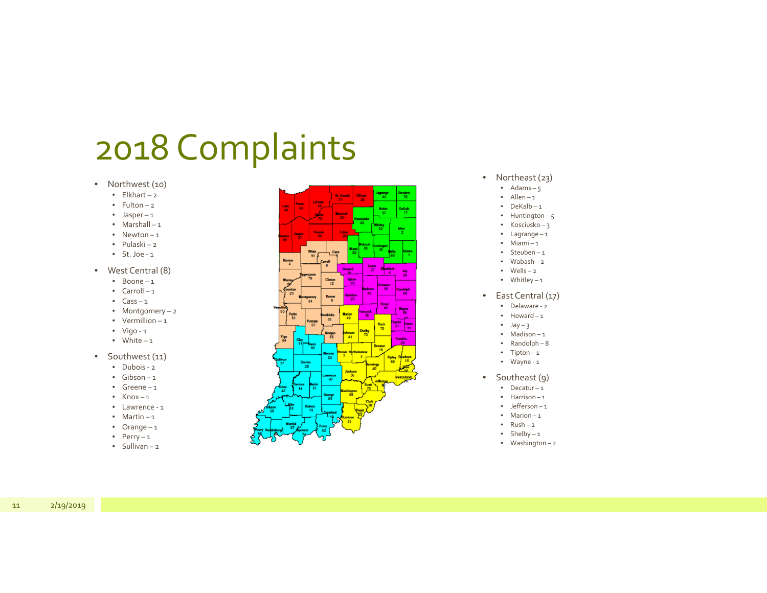# 2018 Complaints

- Northwest (10)
  - Elkhart – 2
  - Fulton – 2
  - Jasper – 1
  - Marshall – 1
  - Newton – 1
  - Pulaski – 2
  - St. Joe - 1
- West Central (8)
  - Boone – 1
  - Carroll – 1
  - Cass – 1
  - Montgomery – 2
  - Vermillion – 1
  - Vigo - 1
  - White – 1
- Southwest (11)
  - Dubois - 2
  - Gibson – 1
  - Greene – 1
  - Knox – 1
  - Lawrence - 1
  - Martin – 1
  - Orange – 1
  - Perry – 1
  - Sullivan – 2

- Northeast (23)
  - Adams – 5
  - Allen – 1
  - DeKalb – 1
  - Huntington – 5
  - Kosciusko – 3
  - Lagrange – 1
  - Miami – 1
  - Steuben – 1
  - Wabash – 2
  - Wells – 2
  - Whitley – 1
- East Central (17)
  - Delaware - 2
  - Howard – 1
  - Jay – 3
  - Madison – 1
  - Randolph – 8
  - Tipton – 1
  - Wayne - 1
- Southeast (9)
  - Decatur – 1
  - Harrison – 1
  - Jefferson – 1
  - Marion – 1
  - Rush – 2
  - Shelby – 1
  - Washington – 2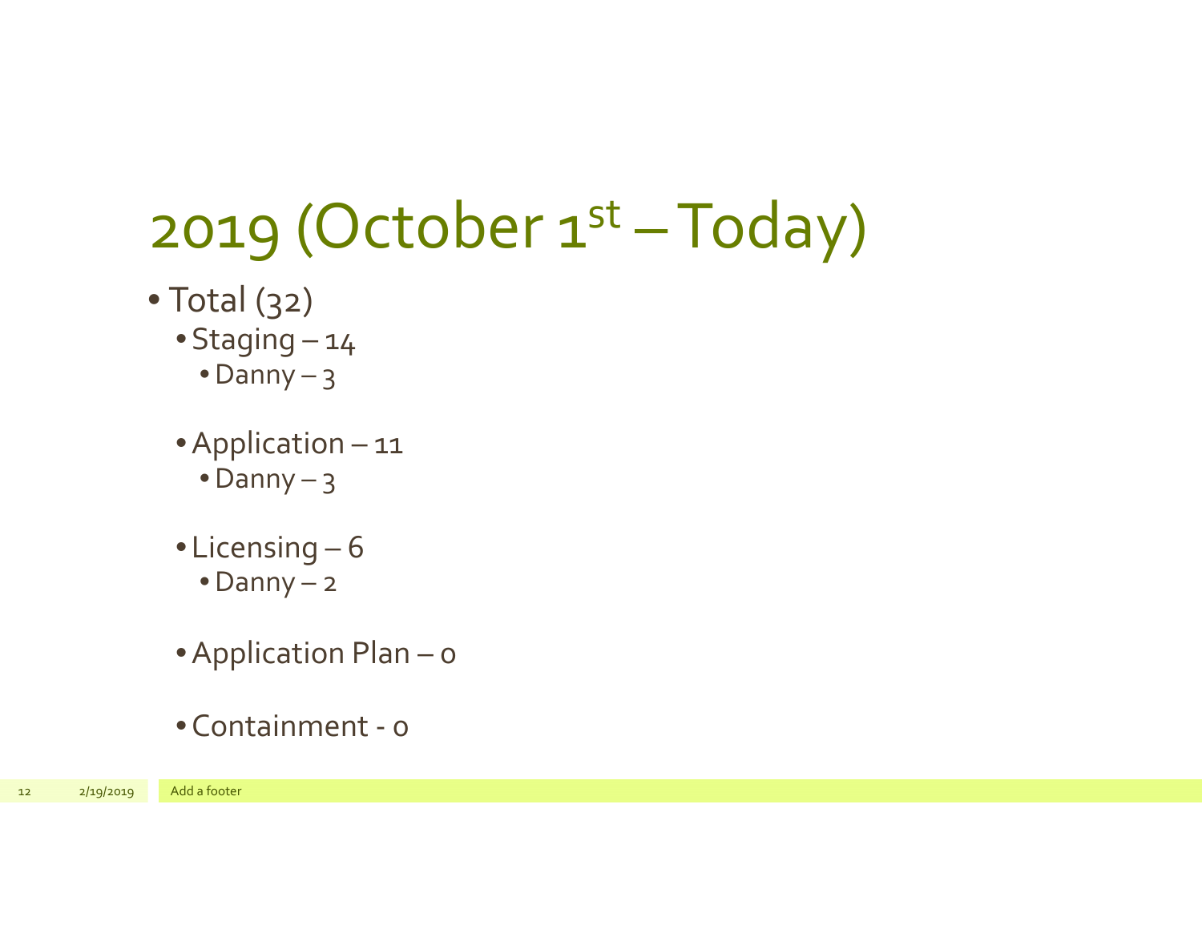# 2019 (October 1st – Today)

- Total (32)
  - Staging – 14
    - Danny – 3
  - Application – 11
    - Danny – 3
  - Licensing – 6
    - Danny – 2
  - Application Plan – 0
  - Containment - 0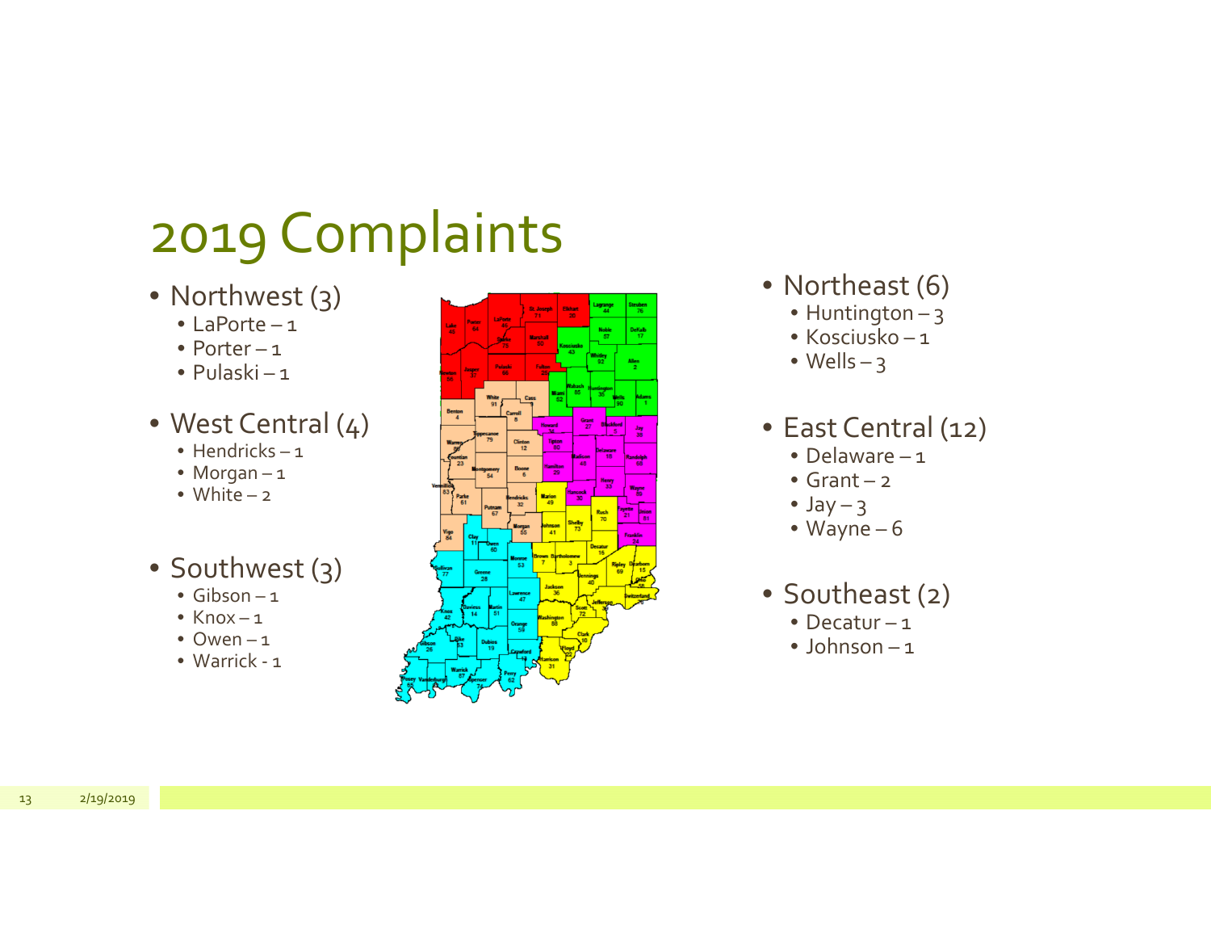# 2019 Complaints

- Northwest (3)
  - LaPorte – 1
  - Porter – 1
  - Pulaski – 1
- West Central (4)
  - Hendricks – 1
  - Morgan – 1
  - White – 2
- Southwest (3)
  - Gibson – 1
  - Knox – 1
  - Owen – 1
  - Warrick - 1
- Northeast (6)
  - Huntington – 3
  - Kosciusko – 1
  - Wells – 3
- East Central (12)
  - Delaware – 1
  - Grant – 2
  - Jay – 3
  - Wayne – 6
- Southeast (2)
  - Decatur – 1
  - Johnson – 1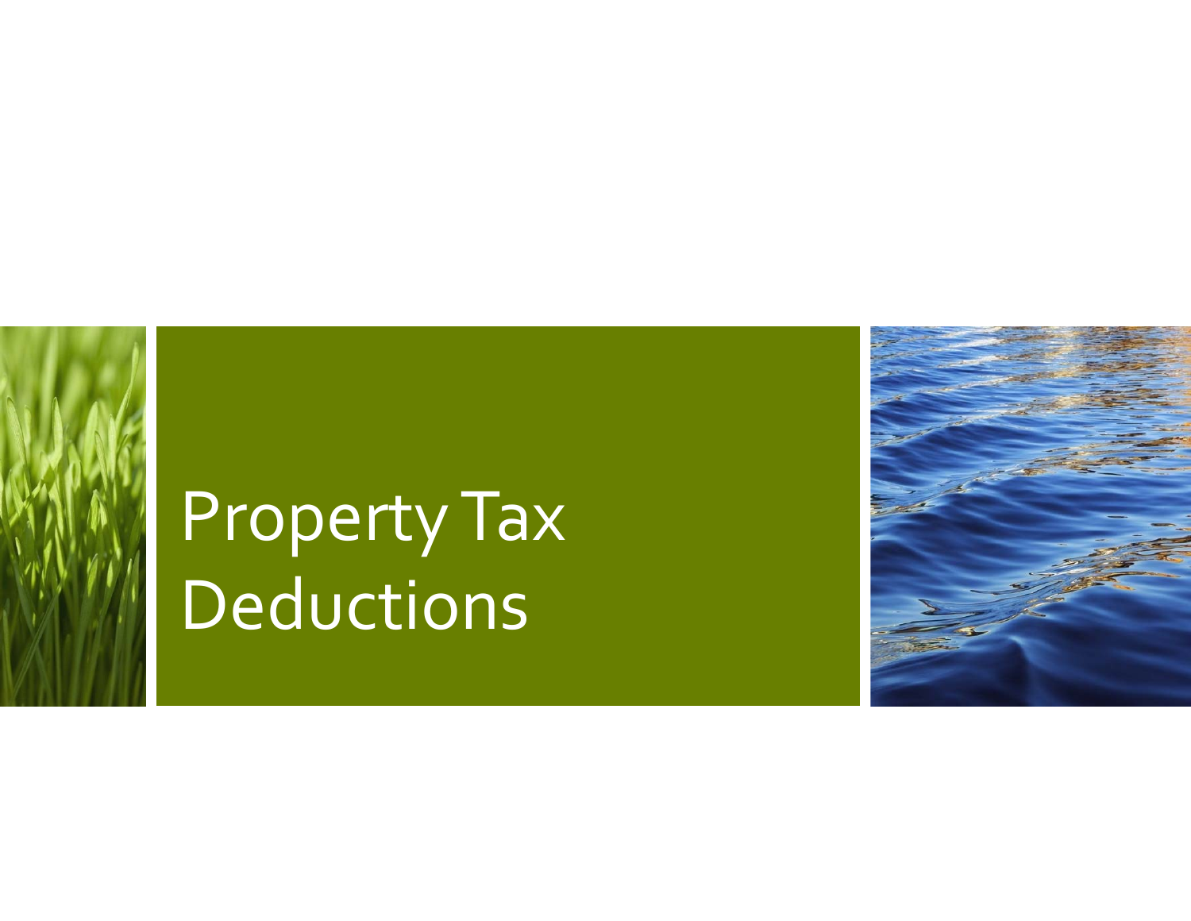# Property Tax Deductions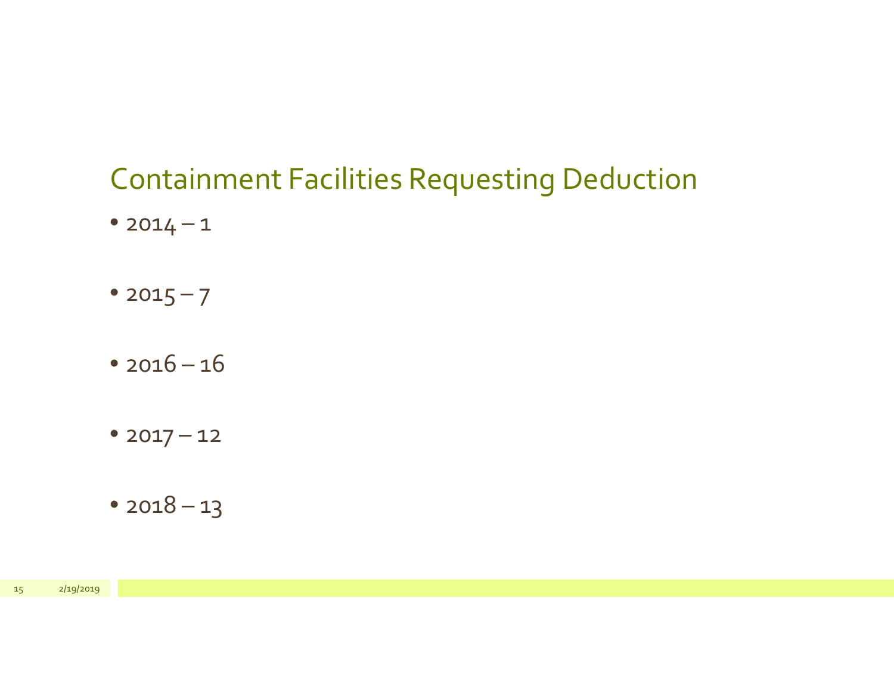## Containment Facilities Requesting Deduction

- 2014 – 1
- 2015 – 7
- 2016 – 16
- 2017 – 12
- 2018 – 13